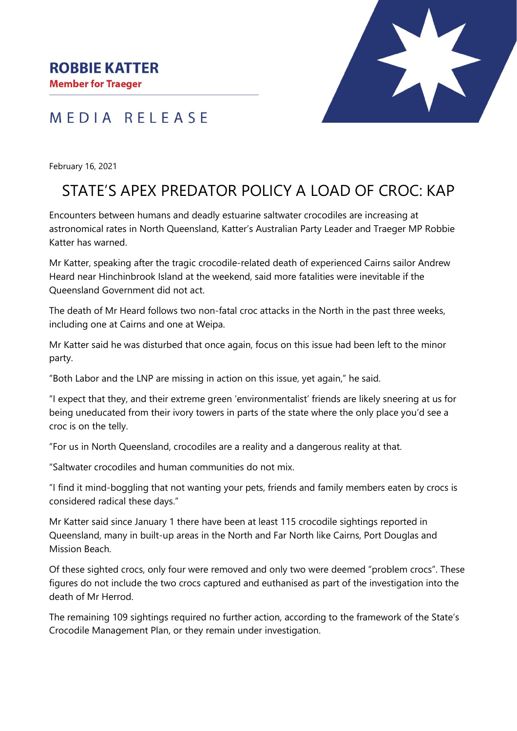**ROBBIE KATTER**

**Member for Traeger**

MEDIA RELEASE

February 16, 2021

# STATE'S APEX PREDATOR POLICY A LOAD OF CROC: KAP

Encounters between humans and deadly estuarine saltwater crocodiles are increasing at astronomical rates in North Queensland, Katter's Australian Party Leader and Traeger MP Robbie Katter has warned.

Mr Katter, speaking after the tragic crocodile-related death of experienced Cairns sailor Andrew Heard near Hinchinbrook Island at the weekend, said more fatalities were inevitable if the Queensland Government did not act.

The death of Mr Heard follows two non-fatal croc attacks in the North in the past three weeks, including one at Cairns and one at Weipa.

Mr Katter said he was disturbed that once again, focus on this issue had been left to the minor party.

"Both Labor and the LNP are missing in action on this issue, yet again," he said.

"I expect that they, and their extreme green 'environmentalist' friends are likely sneering at us for being uneducated from their ivory towers in parts of the state where the only place you'd see a croc is on the telly.

"For us in North Queensland, crocodiles are a reality and a dangerous reality at that.

"Saltwater crocodiles and human communities do not mix.

"I find it mind-boggling that not wanting your pets, friends and family members eaten by crocs is considered radical these days."

Mr Katter said since January 1 there have been at least 115 crocodile sightings reported in Queensland, many in built-up areas in the North and Far North like Cairns, Port Douglas and Mission Beach.

Of these sighted crocs, only four were removed and only two were deemed "problem crocs". These figures do not include the two crocs captured and euthanised as part of the investigation into the death of Mr Herrod.

The remaining 109 sightings required no further action, according to the framework of the State's Crocodile Management Plan, or they remain under investigation.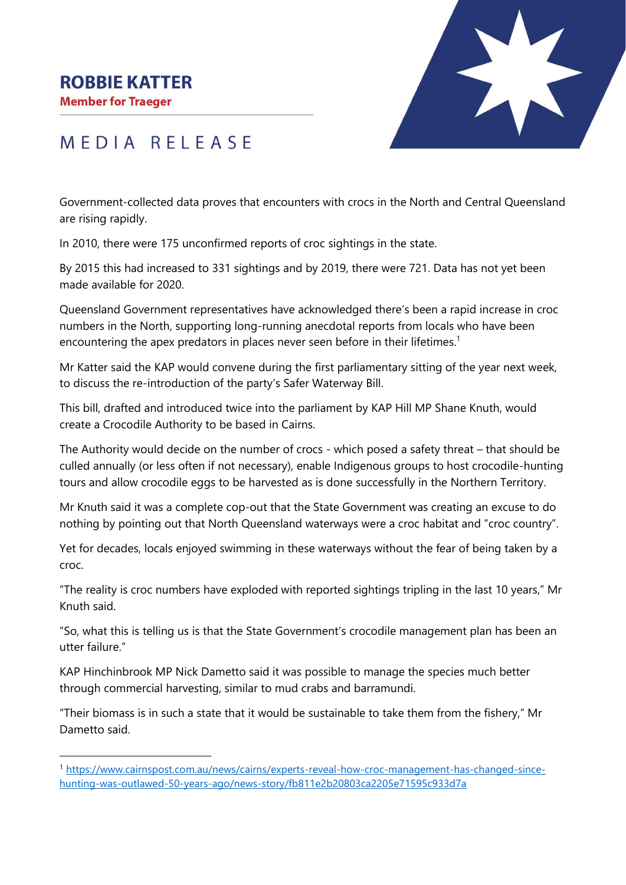**ROBBIE KATTER**
**Member for Traeger**

# MEDIA RELEASE

Government-collected data proves that encounters with crocs in the North and Central Queensland are rising rapidly.

In 2010, there were 175 unconfirmed reports of croc sightings in the state.

By 2015 this had increased to 331 sightings and by 2019, there were 721. Data has not yet been made available for 2020.

Queensland Government representatives have acknowledged there's been a rapid increase in croc numbers in the North, supporting long-running anecdotal reports from locals who have been encountering the apex predators in places never seen before in their lifetimes.[1]

Mr Katter said the KAP would convene during the first parliamentary sitting of the year next week, to discuss the re-introduction of the party's Safer Waterway Bill.

This bill, drafted and introduced twice into the parliament by KAP Hill MP Shane Knuth, would create a Crocodile Authority to be based in Cairns.

The Authority would decide on the number of crocs - which posed a safety threat – that should be culled annually (or less often if not necessary), enable Indigenous groups to host crocodile-hunting tours and allow crocodile eggs to be harvested as is done successfully in the Northern Territory.

Mr Knuth said it was a complete cop-out that the State Government was creating an excuse to do nothing by pointing out that North Queensland waterways were a croc habitat and "croc country".

Yet for decades, locals enjoyed swimming in these waterways without the fear of being taken by a croc.

"The reality is croc numbers have exploded with reported sightings tripling in the last 10 years," Mr Knuth said.

"So, what this is telling us is that the State Government's crocodile management plan has been an utter failure."

KAP Hinchinbrook MP Nick Dametto said it was possible to manage the species much better through commercial harvesting, similar to mud crabs and barramundi.

"Their biomass is in such a state that it would be sustainable to take them from the fishery," Mr Dametto said.

---

[1] https://www.cairnspost.com.au/news/cairns/experts-reveal-how-croc-management-has-changed-since-hunting-was-outlawed-50-years-ago/news-story/fb811e2b20803ca2205e71595c933d7a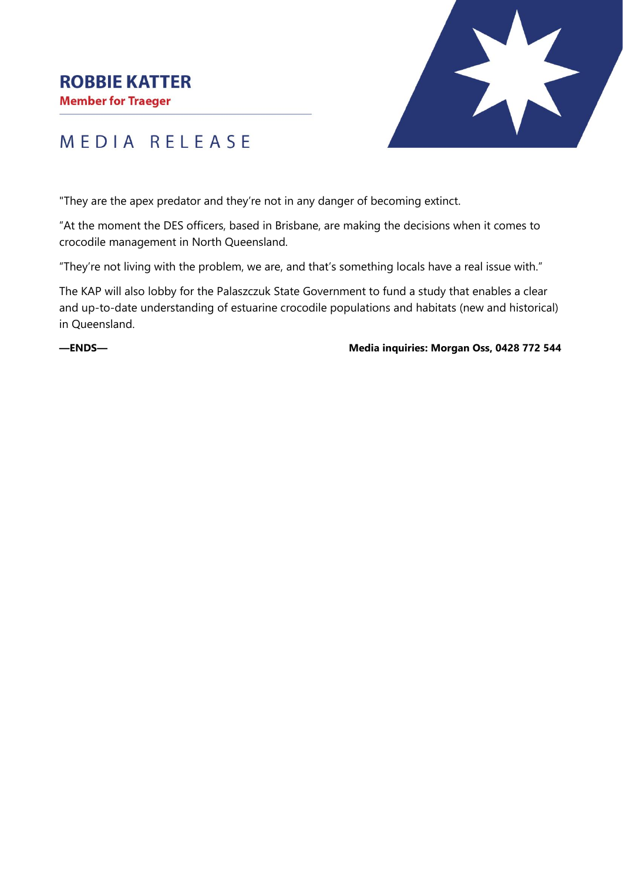**ROBBIE KATTER**

**Member for Traeger**

MEDIA RELEASE

"They are the apex predator and they're not in any danger of becoming extinct.

"At the moment the DES officers, based in Brisbane, are making the decisions when it comes to crocodile management in North Queensland.

"They're not living with the problem, we are, and that's something locals have a real issue with."

The KAP will also lobby for the Palaszczuk State Government to fund a study that enables a clear and up-to-date understanding of estuarine crocodile populations and habitats (new and historical) in Queensland.

**—ENDS—**

**Media inquiries: Morgan Oss, 0428 772 544**